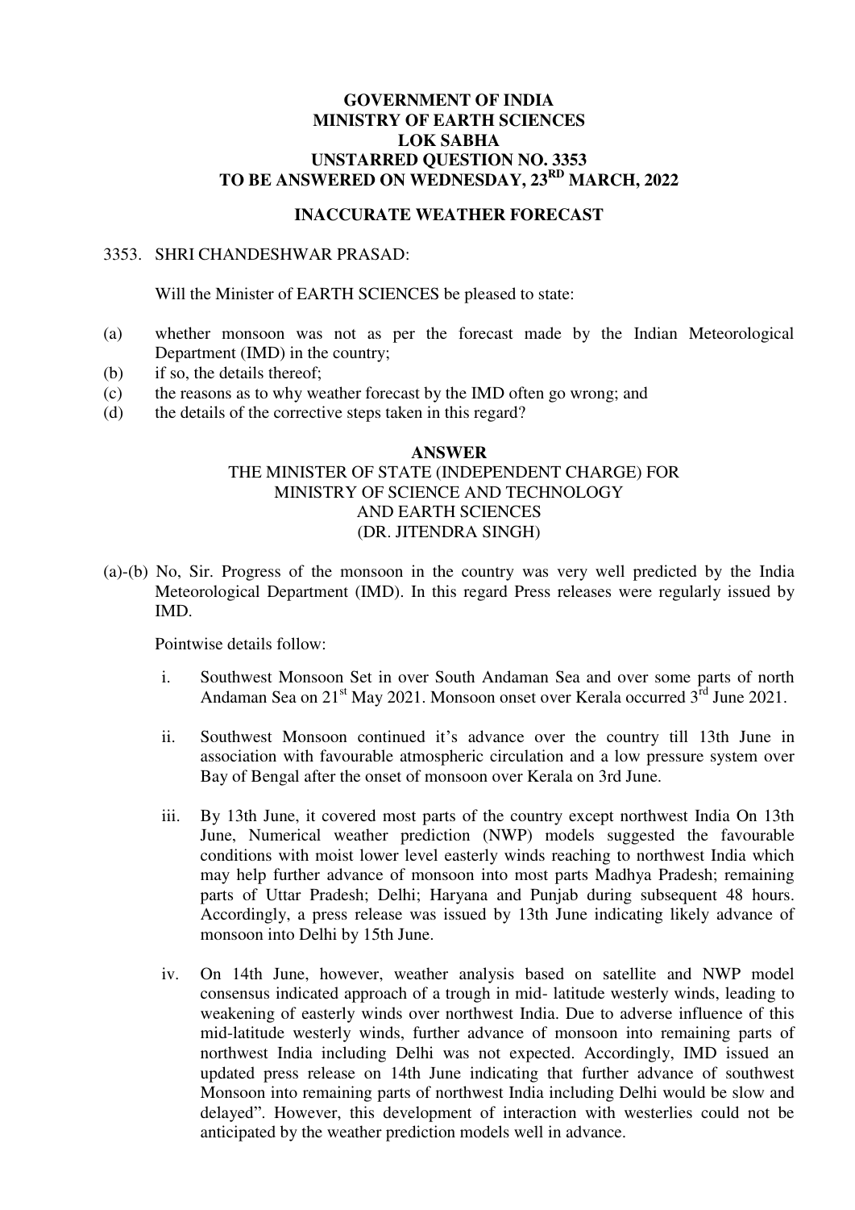**GOVERNMENT OF INDIA**
**MINISTRY OF EARTH SCIENCES**
**LOK SABHA**
**UNSTARRED QUESTION NO. 3353**
**TO BE ANSWERED ON WEDNESDAY, 23RD MARCH, 2022**

**INACCURATE WEATHER FORECAST**

3353. SHRI CHANDESHWAR PRASAD:

Will the Minister of EARTH SCIENCES be pleased to state:

(a) whether monsoon was not as per the forecast made by the Indian Meteorological Department (IMD) in the country;
(b) if so, the details thereof;
(c) the reasons as to why weather forecast by the IMD often go wrong; and
(d) the details of the corrective steps taken in this regard?

**ANSWER**
THE MINISTER OF STATE (INDEPENDENT CHARGE) FOR
MINISTRY OF SCIENCE AND TECHNOLOGY
AND EARTH SCIENCES
(DR. JITENDRA SINGH)

(a)-(b) No, Sir. Progress of the monsoon in the country was very well predicted by the India Meteorological Department (IMD). In this regard Press releases were regularly issued by IMD.

Pointwise details follow:

i. Southwest Monsoon Set in over South Andaman Sea and over some parts of north Andaman Sea on 21st May 2021. Monsoon onset over Kerala occurred 3rd June 2021.

ii. Southwest Monsoon continued it's advance over the country till 13th June in association with favourable atmospheric circulation and a low pressure system over Bay of Bengal after the onset of monsoon over Kerala on 3rd June.

iii. By 13th June, it covered most parts of the country except northwest India On 13th June, Numerical weather prediction (NWP) models suggested the favourable conditions with moist lower level easterly winds reaching to northwest India which may help further advance of monsoon into most parts Madhya Pradesh; remaining parts of Uttar Pradesh; Delhi; Haryana and Punjab during subsequent 48 hours. Accordingly, a press release was issued by 13th June indicating likely advance of monsoon into Delhi by 15th June.

iv. On 14th June, however, weather analysis based on satellite and NWP model consensus indicated approach of a trough in mid- latitude westerly winds, leading to weakening of easterly winds over northwest India. Due to adverse influence of this mid-latitude westerly winds, further advance of monsoon into remaining parts of northwest India including Delhi was not expected. Accordingly, IMD issued an updated press release on 14th June indicating that further advance of southwest Monsoon into remaining parts of northwest India including Delhi would be slow and delayed". However, this development of interaction with westerlies could not be anticipated by the weather prediction models well in advance.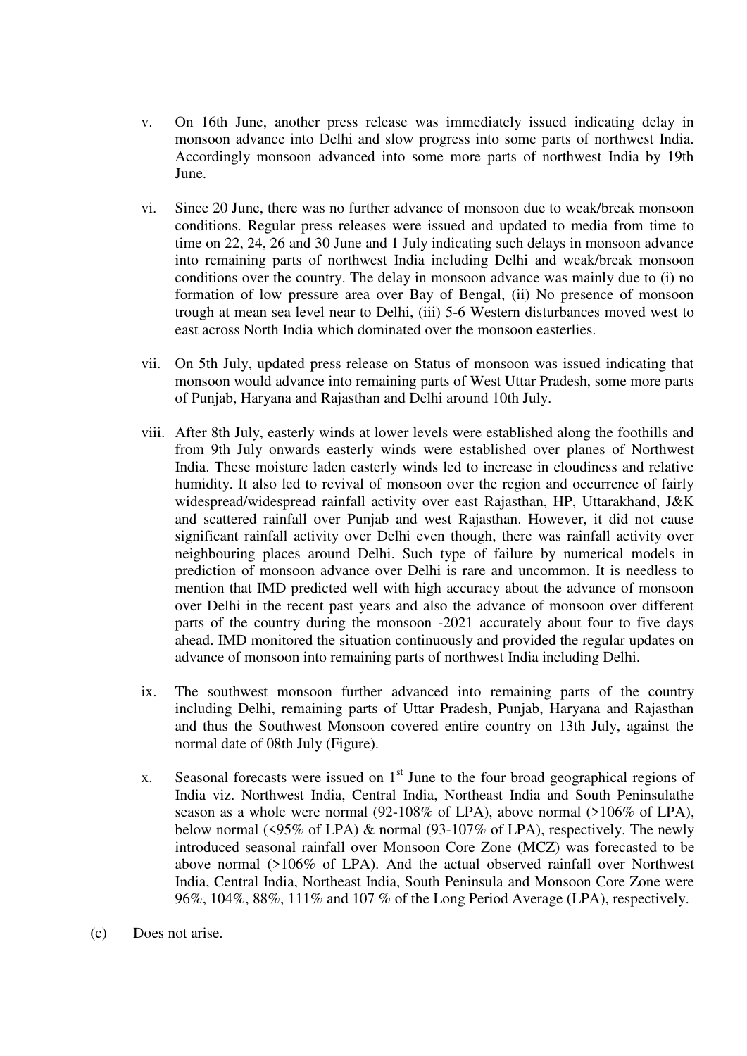v. On 16th June, another press release was immediately issued indicating delay in monsoon advance into Delhi and slow progress into some parts of northwest India. Accordingly monsoon advanced into some more parts of northwest India by 19th June.

vi. Since 20 June, there was no further advance of monsoon due to weak/break monsoon conditions. Regular press releases were issued and updated to media from time to time on 22, 24, 26 and 30 June and 1 July indicating such delays in monsoon advance into remaining parts of northwest India including Delhi and weak/break monsoon conditions over the country. The delay in monsoon advance was mainly due to (i) no formation of low pressure area over Bay of Bengal, (ii) No presence of monsoon trough at mean sea level near to Delhi, (iii) 5-6 Western disturbances moved west to east across North India which dominated over the monsoon easterlies.

vii. On 5th July, updated press release on Status of monsoon was issued indicating that monsoon would advance into remaining parts of West Uttar Pradesh, some more parts of Punjab, Haryana and Rajasthan and Delhi around 10th July.

viii. After 8th July, easterly winds at lower levels were established along the foothills and from 9th July onwards easterly winds were established over planes of Northwest India. These moisture laden easterly winds led to increase in cloudiness and relative humidity. It also led to revival of monsoon over the region and occurrence of fairly widespread/widespread rainfall activity over east Rajasthan, HP, Uttarakhand, J&K and scattered rainfall over Punjab and west Rajasthan. However, it did not cause significant rainfall activity over Delhi even though, there was rainfall activity over neighbouring places around Delhi. Such type of failure by numerical models in prediction of monsoon advance over Delhi is rare and uncommon. It is needless to mention that IMD predicted well with high accuracy about the advance of monsoon over Delhi in the recent past years and also the advance of monsoon over different parts of the country during the monsoon -2021 accurately about four to five days ahead. IMD monitored the situation continuously and provided the regular updates on advance of monsoon into remaining parts of northwest India including Delhi.

ix. The southwest monsoon further advanced into remaining parts of the country including Delhi, remaining parts of Uttar Pradesh, Punjab, Haryana and Rajasthan and thus the Southwest Monsoon covered entire country on 13th July, against the normal date of 08th July (Figure).

x. Seasonal forecasts were issued on 1st June to the four broad geographical regions of India viz. Northwest India, Central India, Northeast India and South Peninsulathe season as a whole were normal (92-108% of LPA), above normal (>106% of LPA), below normal (<95% of LPA) & normal (93-107% of LPA), respectively. The newly introduced seasonal rainfall over Monsoon Core Zone (MCZ) was forecasted to be above normal (>106% of LPA). And the actual observed rainfall over Northwest India, Central India, Northeast India, South Peninsula and Monsoon Core Zone were 96%, 104%, 88%, 111% and 107 % of the Long Period Average (LPA), respectively.

(c) Does not arise.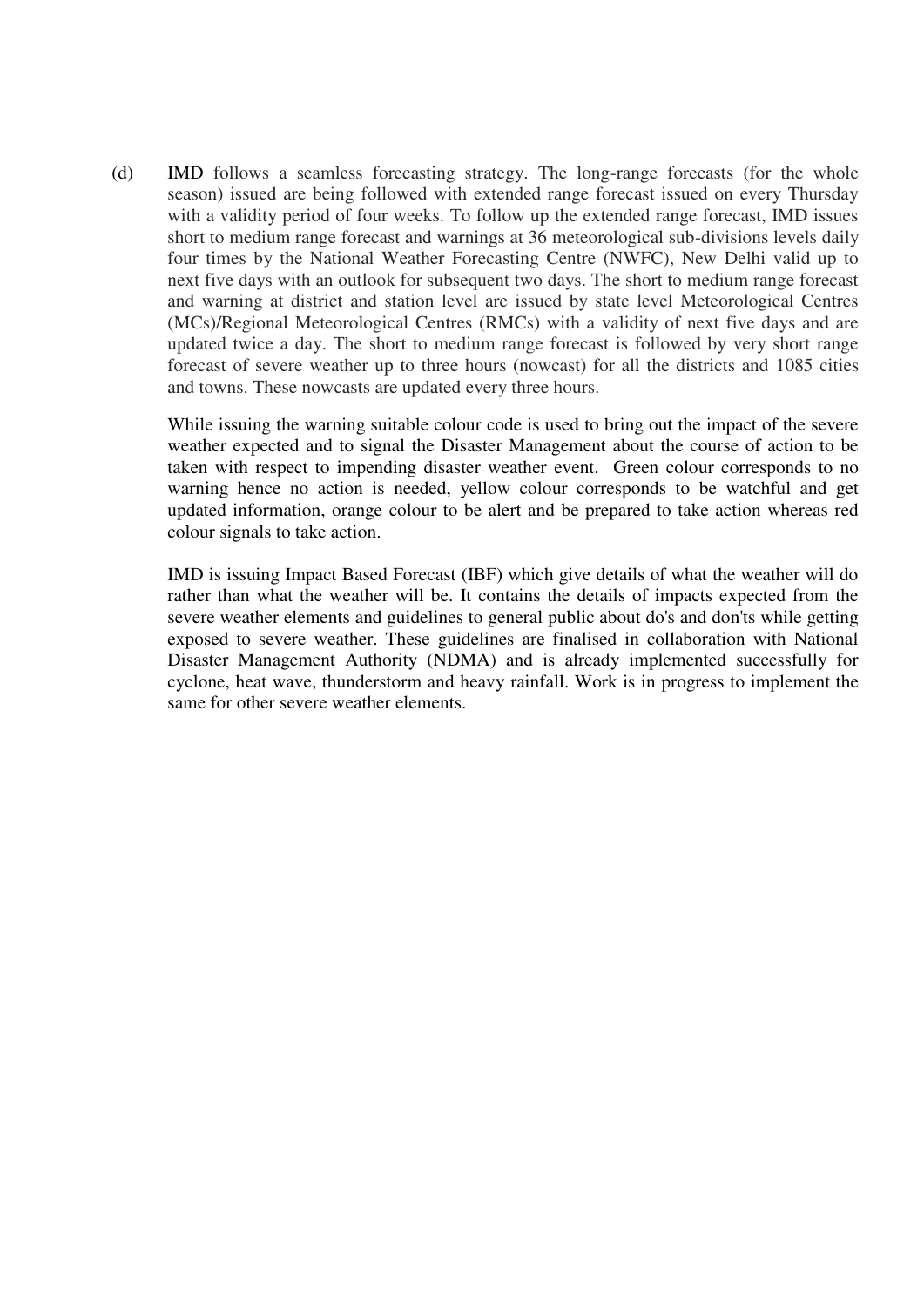(d) IMD follows a seamless forecasting strategy. The long-range forecasts (for the whole season) issued are being followed with extended range forecast issued on every Thursday with a validity period of four weeks. To follow up the extended range forecast, IMD issues short to medium range forecast and warnings at 36 meteorological sub-divisions levels daily four times by the National Weather Forecasting Centre (NWFC), New Delhi valid up to next five days with an outlook for subsequent two days. The short to medium range forecast and warning at district and station level are issued by state level Meteorological Centres (MCs)/Regional Meteorological Centres (RMCs) with a validity of next five days and are updated twice a day. The short to medium range forecast is followed by very short range forecast of severe weather up to three hours (nowcast) for all the districts and 1085 cities and towns. These nowcasts are updated every three hours.

While issuing the warning suitable colour code is used to bring out the impact of the severe weather expected and to signal the Disaster Management about the course of action to be taken with respect to impending disaster weather event. Green colour corresponds to no warning hence no action is needed, yellow colour corresponds to be watchful and get updated information, orange colour to be alert and be prepared to take action whereas red colour signals to take action.

IMD is issuing Impact Based Forecast (IBF) which give details of what the weather will do rather than what the weather will be. It contains the details of impacts expected from the severe weather elements and guidelines to general public about do's and don'ts while getting exposed to severe weather. These guidelines are finalised in collaboration with National Disaster Management Authority (NDMA) and is already implemented successfully for cyclone, heat wave, thunderstorm and heavy rainfall. Work is in progress to implement the same for other severe weather elements.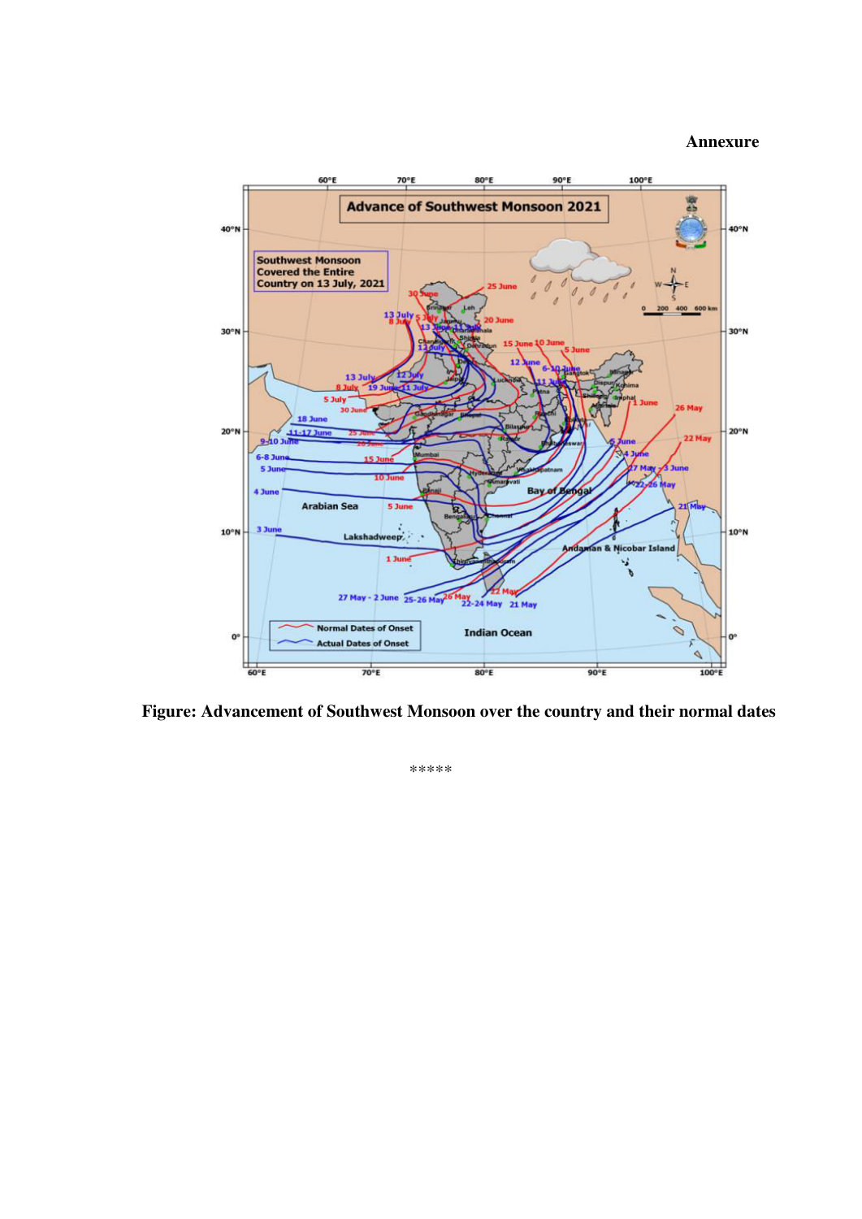**Annexure**

Advance of Southwest Monsoon 2021

Southwest Monsoon Covered the Entire Country on 13 July, 2021

Normal Dates of Onset

Actual Dates of Onset

Arabian Sea

Bay of Bengal

Indian Ocean

Lakshadweep

Andaman & Nicobar Island

**Figure: Advancement of Southwest Monsoon over the country and their normal dates**

*****